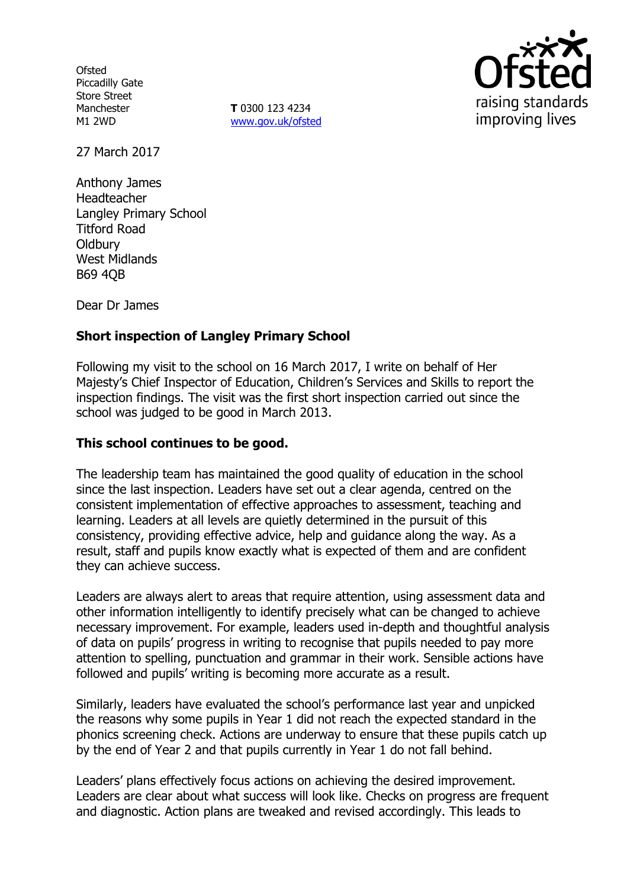Ofsted
Piccadilly Gate
Store Street
Manchester
M1 2WD

**T** 0300 123 4234
www.gov.uk/ofsted

27 March 2017

Anthony James
Headteacher
Langley Primary School
Titford Road
Oldbury
West Midlands
B69 4QB

Dear Dr James

**Short inspection of Langley Primary School**

Following my visit to the school on 16 March 2017, I write on behalf of Her Majesty's Chief Inspector of Education, Children's Services and Skills to report the inspection findings. The visit was the first short inspection carried out since the school was judged to be good in March 2013.

**This school continues to be good.**

The leadership team has maintained the good quality of education in the school since the last inspection. Leaders have set out a clear agenda, centred on the consistent implementation of effective approaches to assessment, teaching and learning. Leaders at all levels are quietly determined in the pursuit of this consistency, providing effective advice, help and guidance along the way. As a result, staff and pupils know exactly what is expected of them and are confident they can achieve success.

Leaders are always alert to areas that require attention, using assessment data and other information intelligently to identify precisely what can be changed to achieve necessary improvement. For example, leaders used in-depth and thoughtful analysis of data on pupils' progress in writing to recognise that pupils needed to pay more attention to spelling, punctuation and grammar in their work. Sensible actions have followed and pupils' writing is becoming more accurate as a result.

Similarly, leaders have evaluated the school's performance last year and unpicked the reasons why some pupils in Year 1 did not reach the expected standard in the phonics screening check. Actions are underway to ensure that these pupils catch up by the end of Year 2 and that pupils currently in Year 1 do not fall behind.

Leaders' plans effectively focus actions on achieving the desired improvement. Leaders are clear about what success will look like. Checks on progress are frequent and diagnostic. Action plans are tweaked and revised accordingly. This leads to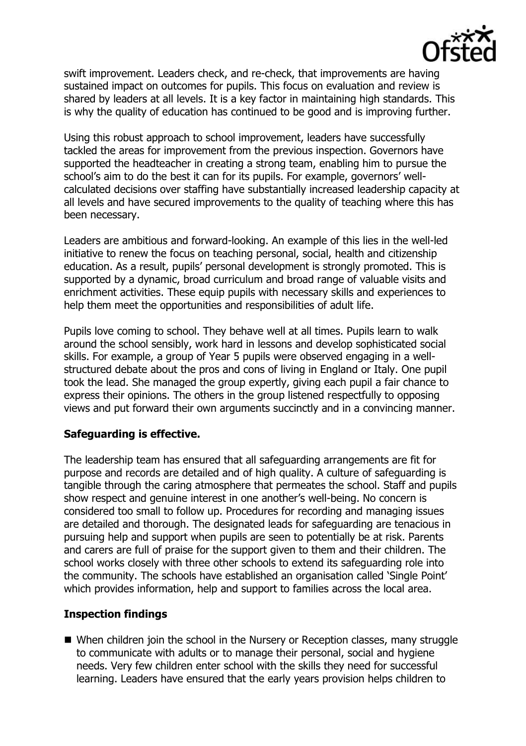swift improvement. Leaders check, and re-check, that improvements are having sustained impact on outcomes for pupils. This focus on evaluation and review is shared by leaders at all levels. It is a key factor in maintaining high standards. This is why the quality of education has continued to be good and is improving further.

Using this robust approach to school improvement, leaders have successfully tackled the areas for improvement from the previous inspection. Governors have supported the headteacher in creating a strong team, enabling him to pursue the school's aim to do the best it can for its pupils. For example, governors' well-calculated decisions over staffing have substantially increased leadership capacity at all levels and have secured improvements to the quality of teaching where this has been necessary.

Leaders are ambitious and forward-looking. An example of this lies in the well-led initiative to renew the focus on teaching personal, social, health and citizenship education. As a result, pupils' personal development is strongly promoted. This is supported by a dynamic, broad curriculum and broad range of valuable visits and enrichment activities. These equip pupils with necessary skills and experiences to help them meet the opportunities and responsibilities of adult life.

Pupils love coming to school. They behave well at all times. Pupils learn to walk around the school sensibly, work hard in lessons and develop sophisticated social skills. For example, a group of Year 5 pupils were observed engaging in a well-structured debate about the pros and cons of living in England or Italy. One pupil took the lead. She managed the group expertly, giving each pupil a fair chance to express their opinions. The others in the group listened respectfully to opposing views and put forward their own arguments succinctly and in a convincing manner.

## Safeguarding is effective.

The leadership team has ensured that all safeguarding arrangements are fit for purpose and records are detailed and of high quality. A culture of safeguarding is tangible through the caring atmosphere that permeates the school. Staff and pupils show respect and genuine interest in one another's well-being. No concern is considered too small to follow up. Procedures for recording and managing issues are detailed and thorough. The designated leads for safeguarding are tenacious in pursuing help and support when pupils are seen to potentially be at risk. Parents and carers are full of praise for the support given to them and their children. The school works closely with three other schools to extend its safeguarding role into the community. The schools have established an organisation called 'Single Point' which provides information, help and support to families across the local area.

## Inspection findings

- When children join the school in the Nursery or Reception classes, many struggle to communicate with adults or to manage their personal, social and hygiene needs. Very few children enter school with the skills they need for successful learning. Leaders have ensured that the early years provision helps children to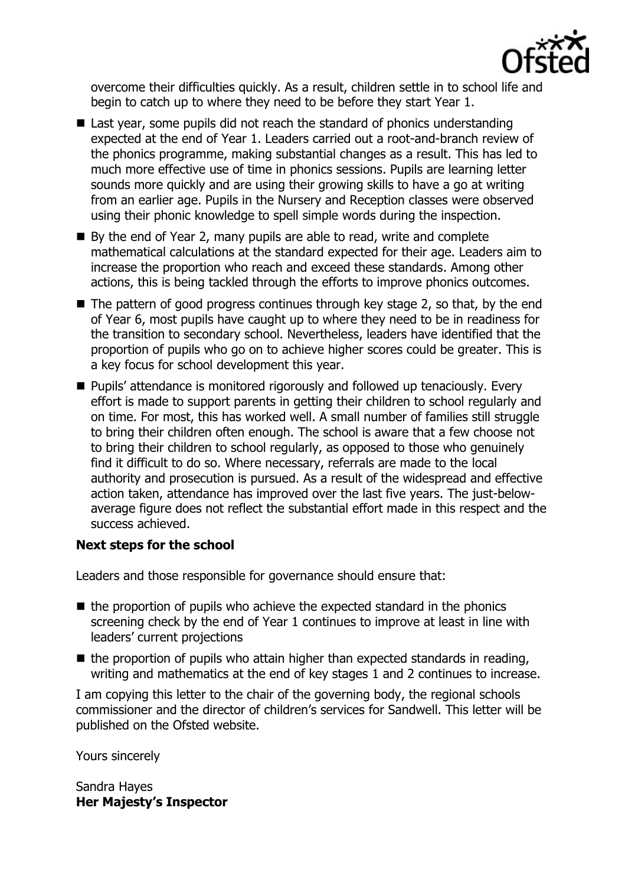overcome their difficulties quickly. As a result, children settle in to school life and begin to catch up to where they need to be before they start Year 1.

- Last year, some pupils did not reach the standard of phonics understanding expected at the end of Year 1. Leaders carried out a root-and-branch review of the phonics programme, making substantial changes as a result. This has led to much more effective use of time in phonics sessions. Pupils are learning letter sounds more quickly and are using their growing skills to have a go at writing from an earlier age. Pupils in the Nursery and Reception classes were observed using their phonic knowledge to spell simple words during the inspection.
- By the end of Year 2, many pupils are able to read, write and complete mathematical calculations at the standard expected for their age. Leaders aim to increase the proportion who reach and exceed these standards. Among other actions, this is being tackled through the efforts to improve phonics outcomes.
- The pattern of good progress continues through key stage 2, so that, by the end of Year 6, most pupils have caught up to where they need to be in readiness for the transition to secondary school. Nevertheless, leaders have identified that the proportion of pupils who go on to achieve higher scores could be greater. This is a key focus for school development this year.
- Pupils' attendance is monitored rigorously and followed up tenaciously. Every effort is made to support parents in getting their children to school regularly and on time. For most, this has worked well. A small number of families still struggle to bring their children often enough. The school is aware that a few choose not to bring their children to school regularly, as opposed to those who genuinely find it difficult to do so. Where necessary, referrals are made to the local authority and prosecution is pursued. As a result of the widespread and effective action taken, attendance has improved over the last five years. The just-below-average figure does not reflect the substantial effort made in this respect and the success achieved.

**Next steps for the school**

Leaders and those responsible for governance should ensure that:

- the proportion of pupils who achieve the expected standard in the phonics screening check by the end of Year 1 continues to improve at least in line with leaders' current projections
- the proportion of pupils who attain higher than expected standards in reading, writing and mathematics at the end of key stages 1 and 2 continues to increase.

I am copying this letter to the chair of the governing body, the regional schools commissioner and the director of children's services for Sandwell. This letter will be published on the Ofsted website.

Yours sincerely

Sandra Hayes
**Her Majesty's Inspector**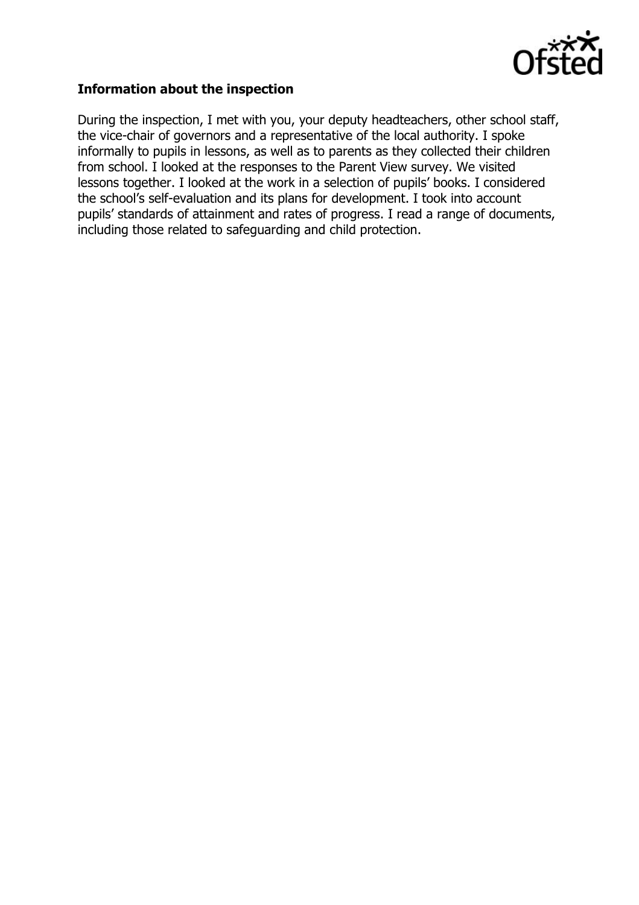**Information about the inspection**

During the inspection, I met with you, your deputy headteachers, other school staff, the vice-chair of governors and a representative of the local authority. I spoke informally to pupils in lessons, as well as to parents as they collected their children from school. I looked at the responses to the Parent View survey. We visited lessons together. I looked at the work in a selection of pupils' books. I considered the school's self-evaluation and its plans for development. I took into account pupils' standards of attainment and rates of progress. I read a range of documents, including those related to safeguarding and child protection.